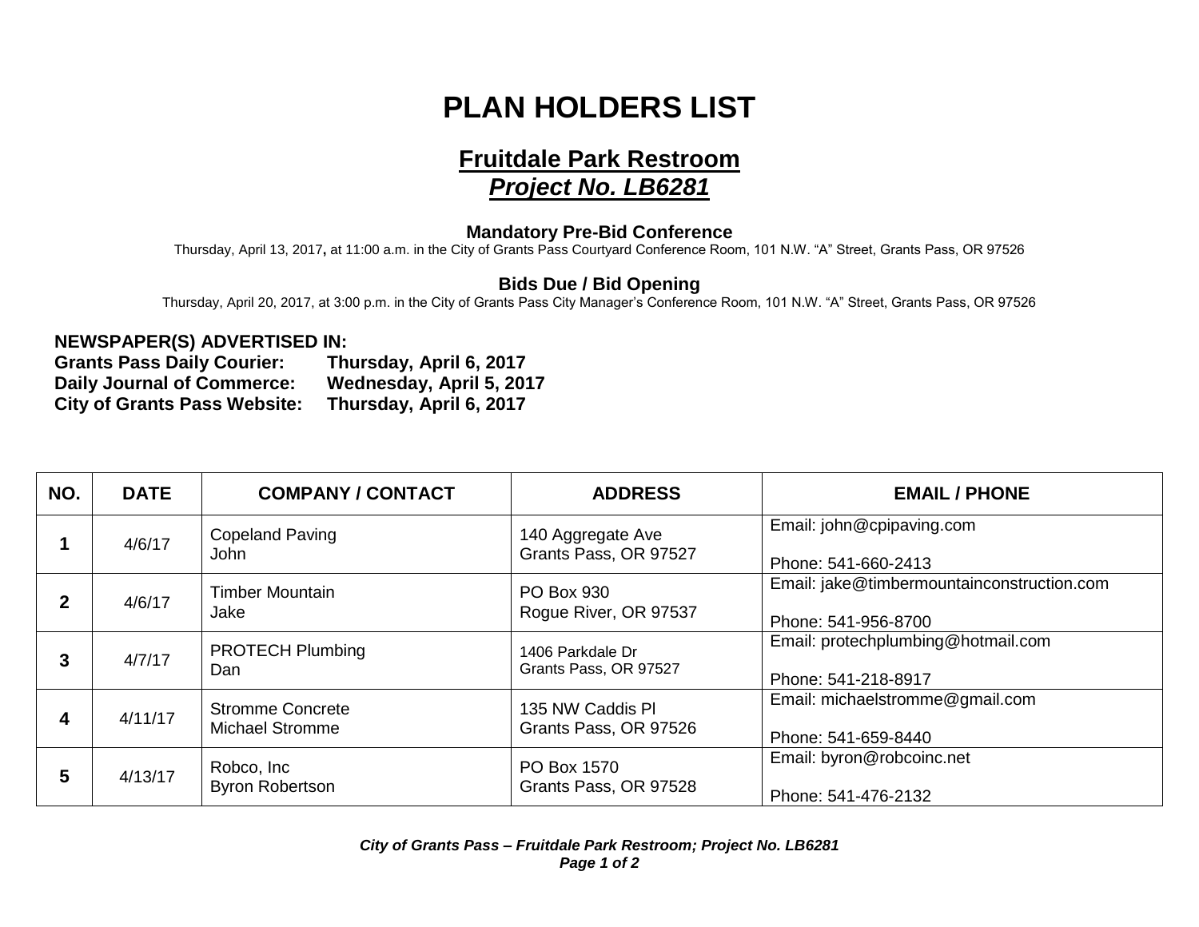# PLAN HOLDERS LIST

## Fruitdale Park Restroom
## *Project No. LB6281*

### Mandatory Pre-Bid Conference

Thursday, April 13, 2017**,** at 11:00 a.m. in the City of Grants Pass Courtyard Conference Room, 101 N.W. "A" Street, Grants Pass, OR 97526

### Bids Due / Bid Opening

Thursday, April 20, 2017, at 3:00 p.m. in the City of Grants Pass City Manager's Conference Room, 101 N.W. "A" Street, Grants Pass, OR 97526

**NEWSPAPER(S) ADVERTISED IN:**
**Grants Pass Daily Courier: Thursday, April 6, 2017**
**Daily Journal of Commerce: Wednesday, April 5, 2017**
**City of Grants Pass Website: Thursday, April 6, 2017**

| NO. | DATE | COMPANY / CONTACT | ADDRESS | EMAIL / PHONE |
|---|---|---|---|---|
| **1** | 4/6/17 | Copeland Paving<br>John | 140 Aggregate Ave<br>Grants Pass, OR 97527 | Email: john@cpipaving.com<br><br>Phone: 541-660-2413 |
| **2** | 4/6/17 | Timber Mountain<br>Jake | PO Box 930<br>Rogue River, OR 97537 | Email: jake@timbermountainconstruction.com<br><br>Phone: 541-956-8700 |
| **3** | 4/7/17 | PROTECH Plumbing<br>Dan | 1406 Parkdale Dr<br>Grants Pass, OR 97527 | Email: protechplumbing@hotmail.com<br><br>Phone: 541-218-8917 |
| **4** | 4/11/17 | Stromme Concrete<br>Michael Stromme | 135 NW Caddis Pl<br>Grants Pass, OR 97526 | Email: michaelstromme@gmail.com<br><br>Phone: 541-659-8440 |
| **5** | 4/13/17 | Robco, Inc<br>Byron Robertson | PO Box 1570<br>Grants Pass, OR 97528 | Email: byron@robcoinc.net<br><br>Phone: 541-476-2132 |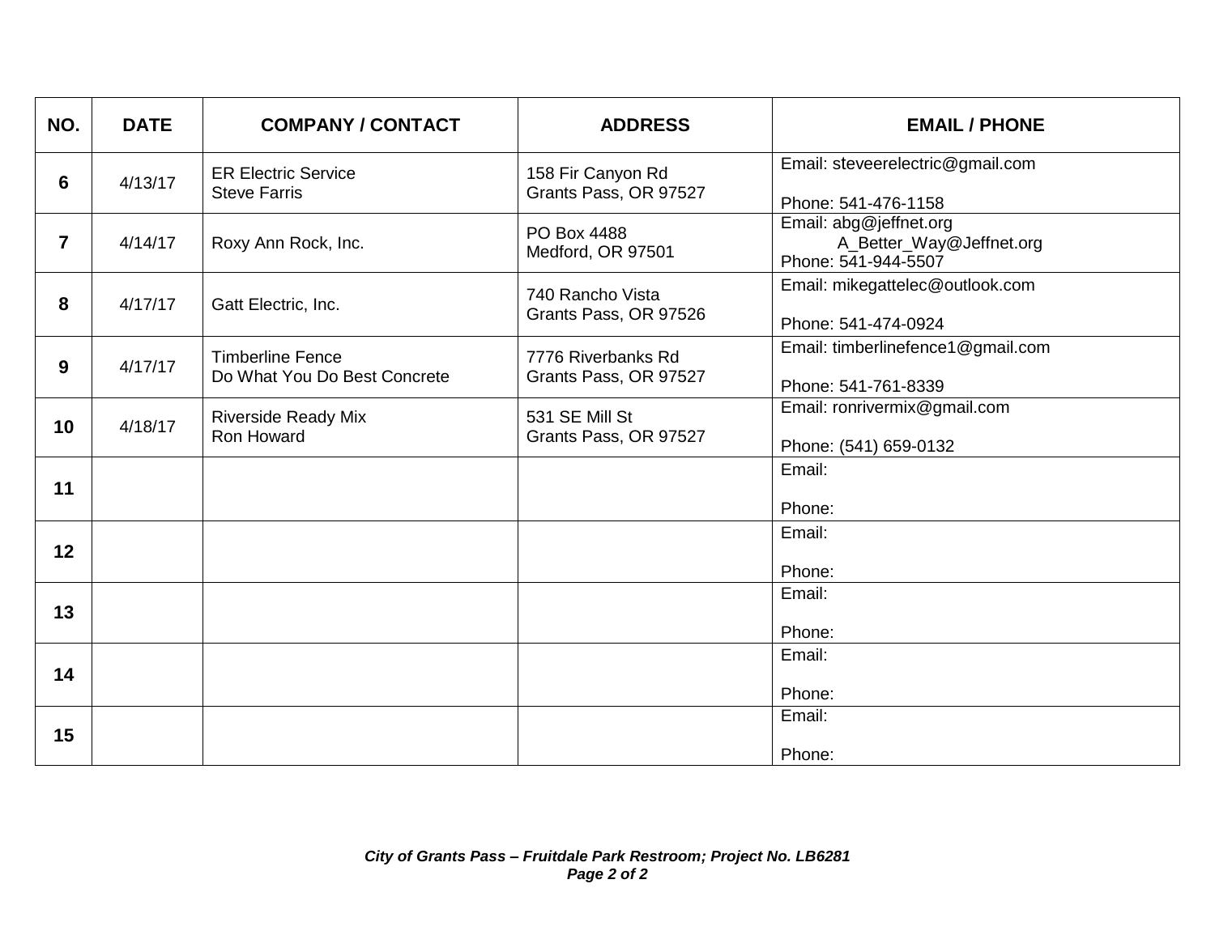| NO. | DATE | COMPANY / CONTACT | ADDRESS | EMAIL / PHONE |
|---|---|---|---|---|
| **6** | 4/13/17 | ER Electric Service<br>Steve Farris | 158 Fir Canyon Rd<br>Grants Pass, OR 97527 | Email: steveerelectric@gmail.com<br><br>Phone: 541-476-1158 |
| **7** | 4/14/17 | Roxy Ann Rock, Inc. | PO Box 4488<br>Medford, OR 97501 | Email: abg@jeffnet.org<br>A_Better_Way@Jeffnet.org<br>Phone: 541-944-5507 |
| **8** | 4/17/17 | Gatt Electric, Inc. | 740 Rancho Vista<br>Grants Pass, OR 97526 | Email: mikegattelec@outlook.com<br><br>Phone: 541-474-0924 |
| **9** | 4/17/17 | Timberline Fence<br>Do What You Do Best Concrete | 7776 Riverbanks Rd<br>Grants Pass, OR 97527 | Email: timberlinefence1@gmail.com<br><br>Phone: 541-761-8339 |
| **10** | 4/18/17 | Riverside Ready Mix<br>Ron Howard | 531 SE Mill St<br>Grants Pass, OR 97527 | Email: ronrivermix@gmail.com<br><br>Phone: (541) 659-0132 |
| **11** | | | | Email:<br><br>Phone: |
| **12** | | | | Email:<br><br>Phone: |
| **13** | | | | Email:<br><br>Phone: |
| **14** | | | | Email:<br><br>Phone: |
| **15** | | | | Email:<br><br>Phone: |

***City of Grants Pass – Fruitdale Park Restroom; Project No. LB6281***